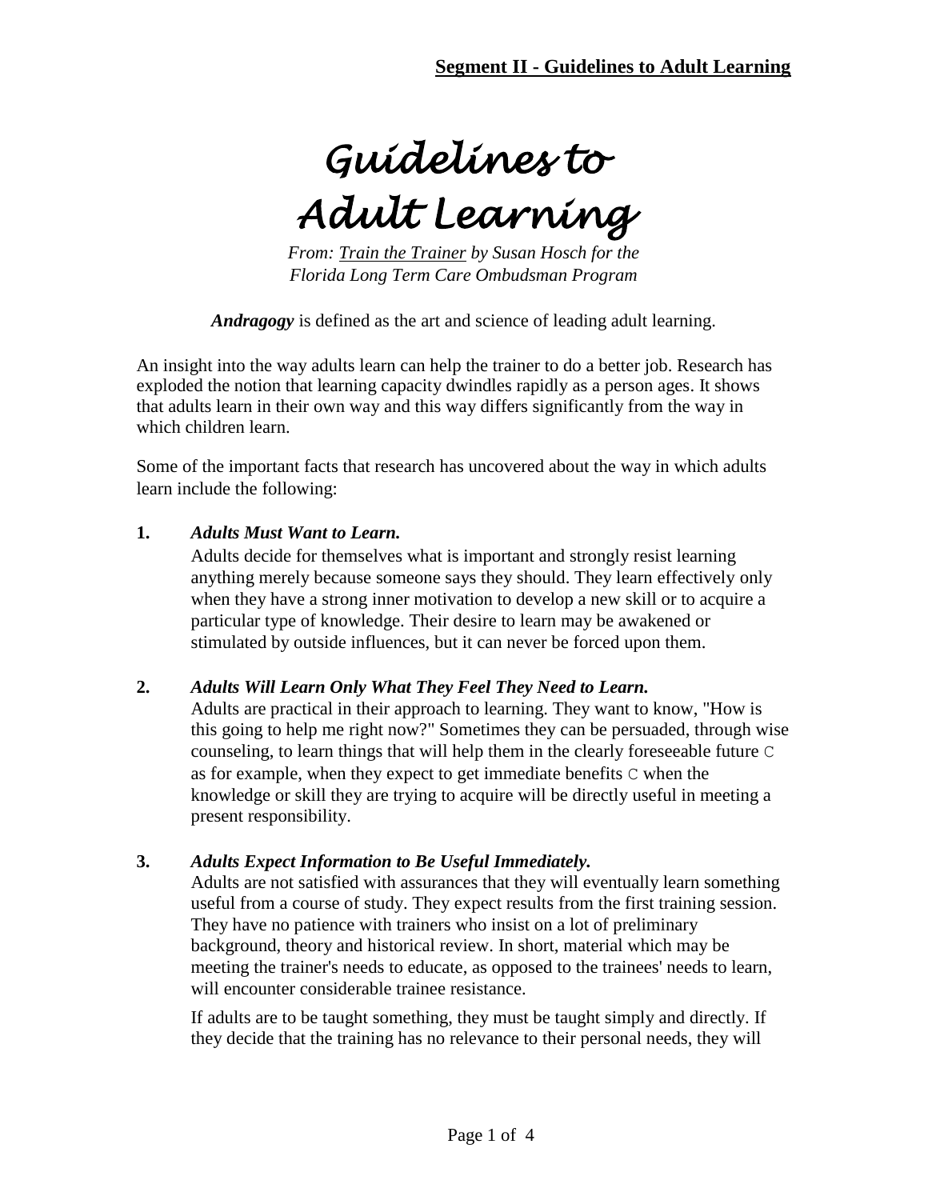# Guidelines to Adult Learning

*From: Train the Trainer by Susan Hosch for the Florida Long Term Care Ombudsman Program*

***Andragogy*** is defined as the art and science of leading adult learning.

An insight into the way adults learn can help the trainer to do a better job. Research has exploded the notion that learning capacity dwindles rapidly as a person ages. It shows that adults learn in their own way and this way differs significantly from the way in which children learn.

Some of the important facts that research has uncovered about the way in which adults learn include the following:

**1.** ***Adults Must Want to Learn.***

Adults decide for themselves what is important and strongly resist learning anything merely because someone says they should. They learn effectively only when they have a strong inner motivation to develop a new skill or to acquire a particular type of knowledge. Their desire to learn may be awakened or stimulated by outside influences, but it can never be forced upon them.

**2.** ***Adults Will Learn Only What They Feel They Need to Learn.***

Adults are practical in their approach to learning. They want to know, "How is this going to help me right now?" Sometimes they can be persuaded, through wise counseling, to learn things that will help them in the clearly foreseeable future C as for example, when they expect to get immediate benefits C when the knowledge or skill they are trying to acquire will be directly useful in meeting a present responsibility.

**3.** ***Adults Expect Information to Be Useful Immediately.***

Adults are not satisfied with assurances that they will eventually learn something useful from a course of study. They expect results from the first training session. They have no patience with trainers who insist on a lot of preliminary background, theory and historical review. In short, material which may be meeting the trainer's needs to educate, as opposed to the trainees' needs to learn, will encounter considerable trainee resistance.

If adults are to be taught something, they must be taught simply and directly. If they decide that the training has no relevance to their personal needs, they will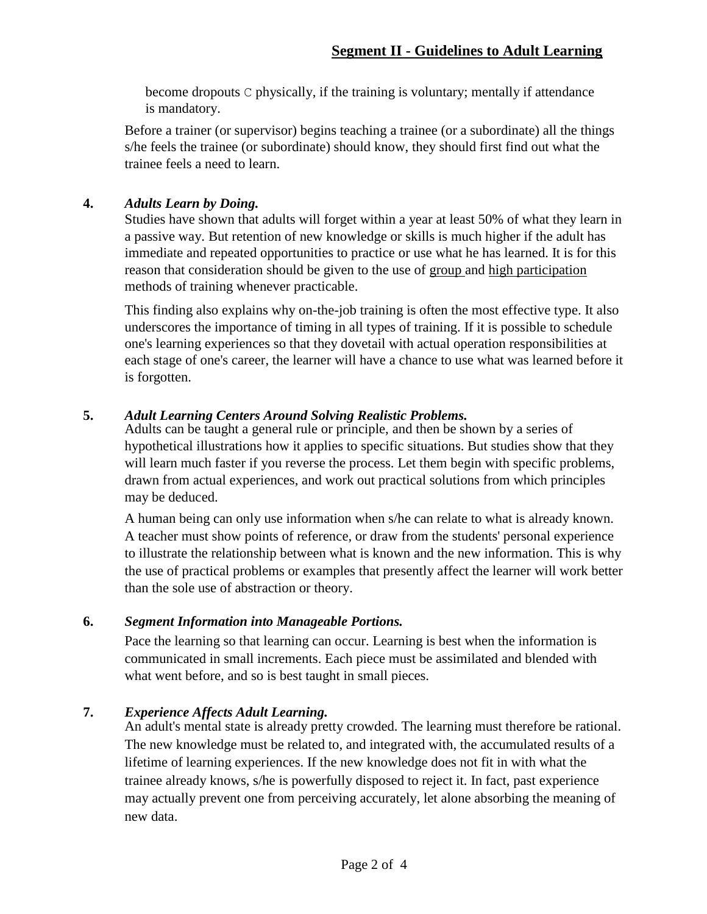become dropouts C physically, if the training is voluntary; mentally if attendance is mandatory.

Before a trainer (or supervisor) begins teaching a trainee (or a subordinate) all the things s/he feels the trainee (or subordinate) should know, they should first find out what the trainee feels a need to learn.

**4.** ***Adults Learn by Doing.***

Studies have shown that adults will forget within a year at least 50% of what they learn in a passive way. But retention of new knowledge or skills is much higher if the adult has immediate and repeated opportunities to practice or use what he has learned. It is for this reason that consideration should be given to the use of <u>group</u> and <u>high participation</u> methods of training whenever practicable.

This finding also explains why on-the-job training is often the most effective type. It also underscores the importance of timing in all types of training. If it is possible to schedule one's learning experiences so that they dovetail with actual operation responsibilities at each stage of one's career, the learner will have a chance to use what was learned before it is forgotten.

**5.** ***Adult Learning Centers Around Solving Realistic Problems.***

Adults can be taught a general rule or principle, and then be shown by a series of hypothetical illustrations how it applies to specific situations. But studies show that they will learn much faster if you reverse the process. Let them begin with specific problems, drawn from actual experiences, and work out practical solutions from which principles may be deduced.

A human being can only use information when s/he can relate to what is already known. A teacher must show points of reference, or draw from the students' personal experience to illustrate the relationship between what is known and the new information. This is why the use of practical problems or examples that presently affect the learner will work better than the sole use of abstraction or theory.

**6.** ***Segment Information into Manageable Portions.***

Pace the learning so that learning can occur. Learning is best when the information is communicated in small increments. Each piece must be assimilated and blended with what went before, and so is best taught in small pieces.

**7.** ***Experience Affects Adult Learning.***

An adult's mental state is already pretty crowded. The learning must therefore be rational. The new knowledge must be related to, and integrated with, the accumulated results of a lifetime of learning experiences. If the new knowledge does not fit in with what the trainee already knows, s/he is powerfully disposed to reject it. In fact, past experience may actually prevent one from perceiving accurately, let alone absorbing the meaning of new data.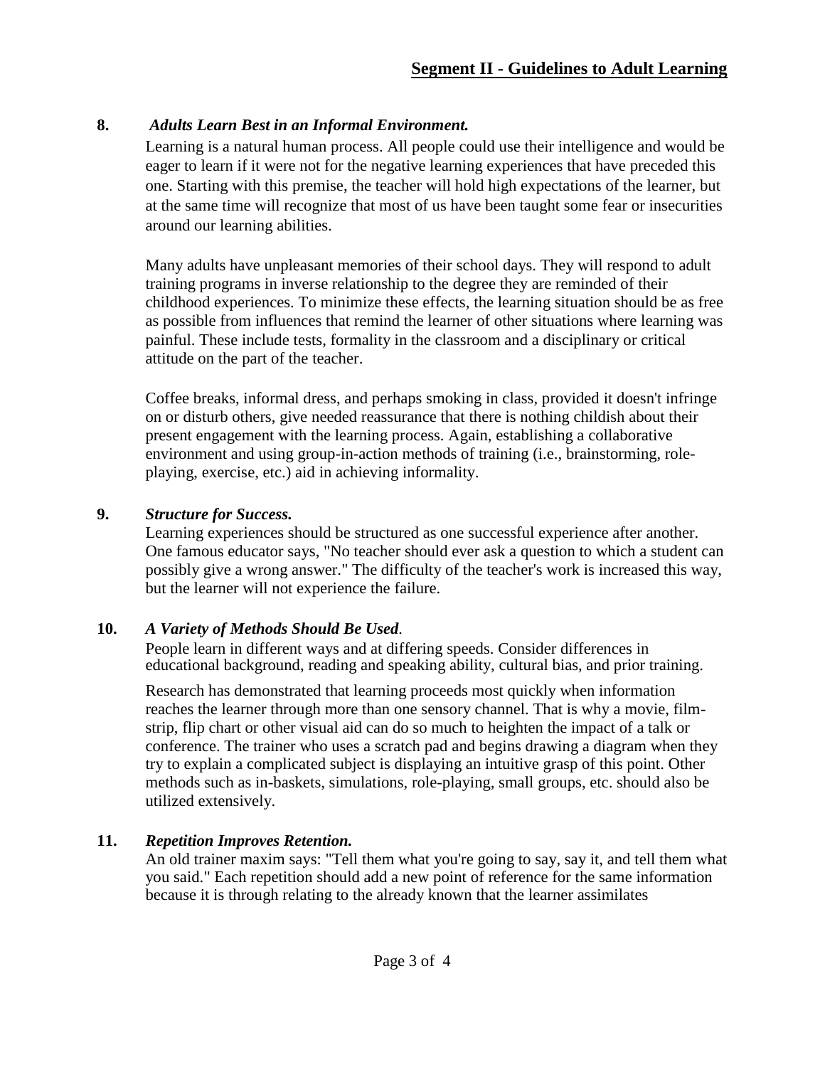## Segment II - Guidelines to Adult Learning

**8.** ***Adults Learn Best in an Informal Environment.***

Learning is a natural human process. All people could use their intelligence and would be eager to learn if it were not for the negative learning experiences that have preceded this one. Starting with this premise, the teacher will hold high expectations of the learner, but at the same time will recognize that most of us have been taught some fear or insecurities around our learning abilities.

Many adults have unpleasant memories of their school days. They will respond to adult training programs in inverse relationship to the degree they are reminded of their childhood experiences. To minimize these effects, the learning situation should be as free as possible from influences that remind the learner of other situations where learning was painful. These include tests, formality in the classroom and a disciplinary or critical attitude on the part of the teacher.

Coffee breaks, informal dress, and perhaps smoking in class, provided it doesn't infringe on or disturb others, give needed reassurance that there is nothing childish about their present engagement with the learning process. Again, establishing a collaborative environment and using group-in-action methods of training (i.e., brainstorming, role-playing, exercise, etc.) aid in achieving informality.

**9.** ***Structure for Success.***

Learning experiences should be structured as one successful experience after another. One famous educator says, "No teacher should ever ask a question to which a student can possibly give a wrong answer." The difficulty of the teacher's work is increased this way, but the learner will not experience the failure.

**10.** ***A Variety of Methods Should Be Used*.**

People learn in different ways and at differing speeds. Consider differences in educational background, reading and speaking ability, cultural bias, and prior training.

Research has demonstrated that learning proceeds most quickly when information reaches the learner through more than one sensory channel. That is why a movie, film-strip, flip chart or other visual aid can do so much to heighten the impact of a talk or conference. The trainer who uses a scratch pad and begins drawing a diagram when they try to explain a complicated subject is displaying an intuitive grasp of this point. Other methods such as in-baskets, simulations, role-playing, small groups, etc. should also be utilized extensively.

**11.** ***Repetition Improves Retention.***

An old trainer maxim says: "Tell them what you're going to say, say it, and tell them what you said." Each repetition should add a new point of reference for the same information because it is through relating to the already known that the learner assimilates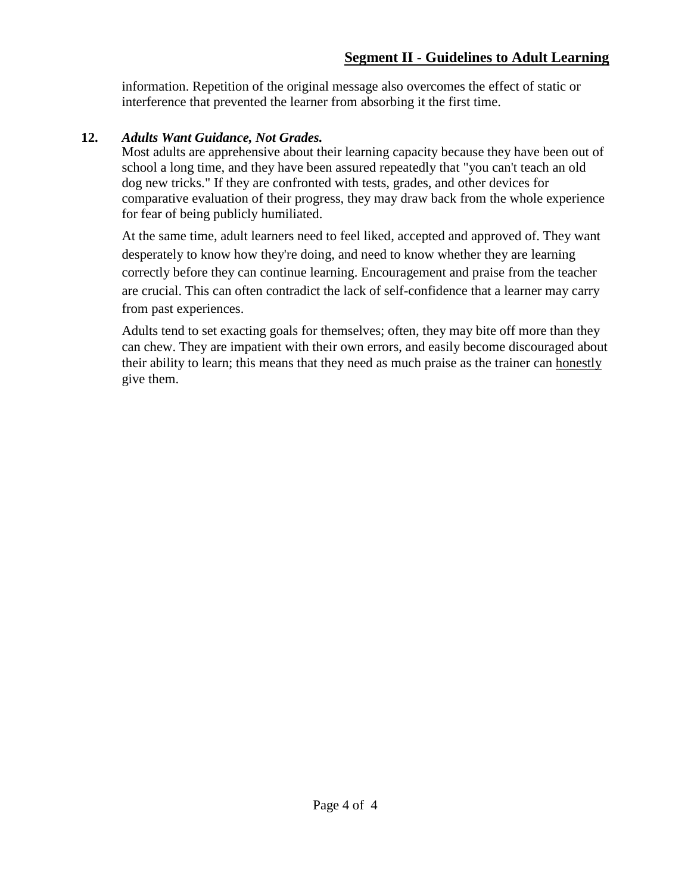information. Repetition of the original message also overcomes the effect of static or interference that prevented the learner from absorbing it the first time.

**12.** ***Adults Want Guidance, Not Grades.***

Most adults are apprehensive about their learning capacity because they have been out of school a long time, and they have been assured repeatedly that "you can't teach an old dog new tricks." If they are confronted with tests, grades, and other devices for comparative evaluation of their progress, they may draw back from the whole experience for fear of being publicly humiliated.

At the same time, adult learners need to feel liked, accepted and approved of. They want desperately to know how they're doing, and need to know whether they are learning correctly before they can continue learning. Encouragement and praise from the teacher are crucial. This can often contradict the lack of self-confidence that a learner may carry from past experiences.

Adults tend to set exacting goals for themselves; often, they may bite off more than they can chew. They are impatient with their own errors, and easily become discouraged about their ability to learn; this means that they need as much praise as the trainer can <u>honestly</u> give them.